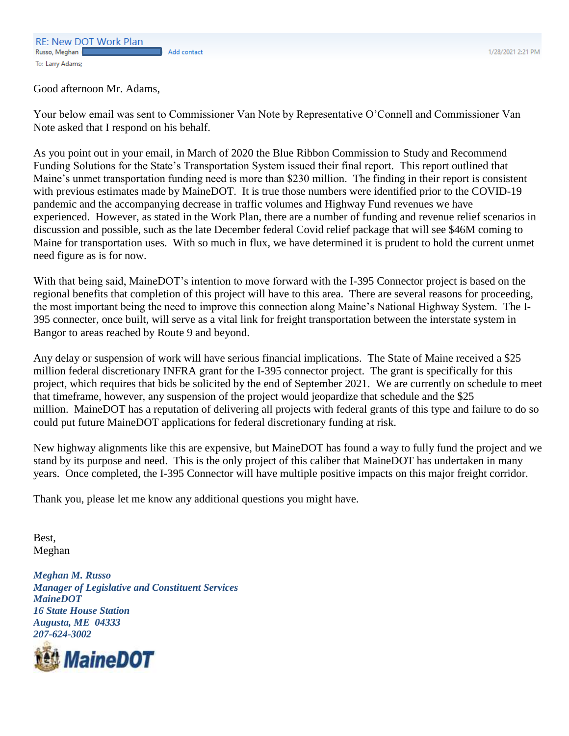**RE: New DOT Work Plan**

Russo, Meghan

To: Larry Adams;

1/28/2021 2:21 PM

Good afternoon Mr. Adams,

Your below email was sent to Commissioner Van Note by Representative O'Connell and Commissioner Van Note asked that I respond on his behalf.

As you point out in your email, in March of 2020 the Blue Ribbon Commission to Study and Recommend Funding Solutions for the State's Transportation System issued their final report. This report outlined that Maine's unmet transportation funding need is more than $230 million. The finding in their report is consistent with previous estimates made by MaineDOT. It is true those numbers were identified prior to the COVID-19 pandemic and the accompanying decrease in traffic volumes and Highway Fund revenues we have experienced. However, as stated in the Work Plan, there are a number of funding and revenue relief scenarios in discussion and possible, such as the late December federal Covid relief package that will see $46M coming to Maine for transportation uses. With so much in flux, we have determined it is prudent to hold the current unmet need figure as is for now.

With that being said, MaineDOT's intention to move forward with the I-395 Connector project is based on the regional benefits that completion of this project will have to this area. There are several reasons for proceeding, the most important being the need to improve this connection along Maine's National Highway System. The I-395 connecter, once built, will serve as a vital link for freight transportation between the interstate system in Bangor to areas reached by Route 9 and beyond.

Any delay or suspension of work will have serious financial implications. The State of Maine received a $25 million federal discretionary INFRA grant for the I-395 connector project. The grant is specifically for this project, which requires that bids be solicited by the end of September 2021. We are currently on schedule to meet that timeframe, however, any suspension of the project would jeopardize that schedule and the $25 million. MaineDOT has a reputation of delivering all projects with federal grants of this type and failure to do so could put future MaineDOT applications for federal discretionary funding at risk.

New highway alignments like this are expensive, but MaineDOT has found a way to fully fund the project and we stand by its purpose and need. This is the only project of this caliber that MaineDOT has undertaken in many years. Once completed, the I-395 Connector will have multiple positive impacts on this major freight corridor.

Thank you, please let me know any additional questions you might have.

Best,
Meghan

***Meghan M. Russo***
***Manager of Legislative and Constituent Services***
***MaineDOT***
***16 State House Station***
***Augusta, ME 04333***
***207-624-3002***

MaineDOT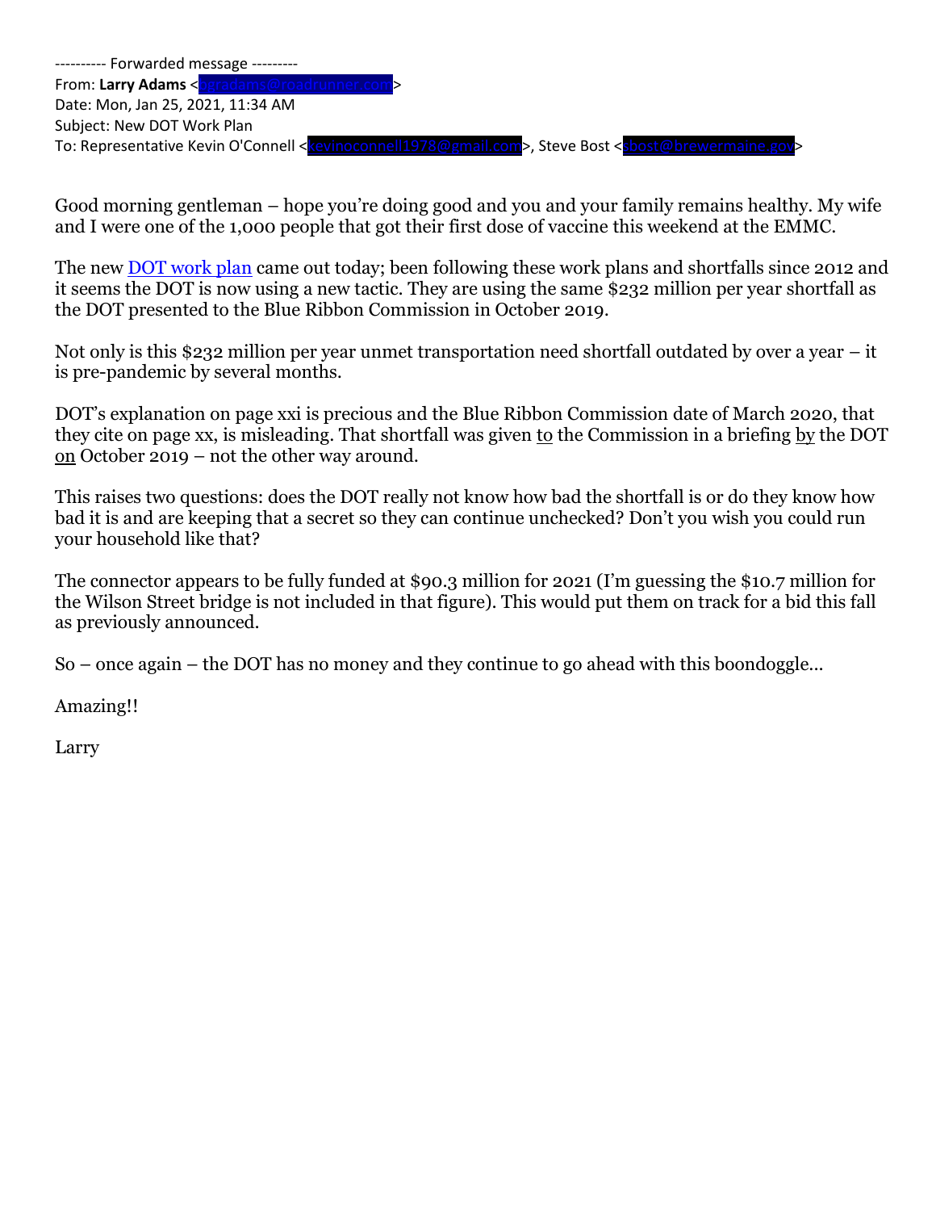---------- Forwarded message ---------
From: **Larry Adams** <[redacted]>
Date: Mon, Jan 25, 2021, 11:34 AM
Subject: New DOT Work Plan
To: Representative Kevin O'Connell <[redacted]>, Steve Bost <[redacted]>

Good morning gentleman – hope you're doing good and you and your family remains healthy. My wife and I were one of the 1,000 people that got their first dose of vaccine this weekend at the EMMC.

The new DOT work plan came out today; been following these work plans and shortfalls since 2012 and it seems the DOT is now using a new tactic. They are using the same $232 million per year shortfall as the DOT presented to the Blue Ribbon Commission in October 2019.

Not only is this $232 million per year unmet transportation need shortfall outdated by over a year – it is pre-pandemic by several months.

DOT's explanation on page xxi is precious and the Blue Ribbon Commission date of March 2020, that they cite on page xx, is misleading. That shortfall was given to the Commission in a briefing by the DOT on October 2019 – not the other way around.

This raises two questions: does the DOT really not know how bad the shortfall is or do they know how bad it is and are keeping that a secret so they can continue unchecked? Don't you wish you could run your household like that?

The connector appears to be fully funded at $90.3 million for 2021 (I'm guessing the $10.7 million for the Wilson Street bridge is not included in that figure). This would put them on track for a bid this fall as previously announced.

So – once again – the DOT has no money and they continue to go ahead with this boondoggle…

Amazing!!

Larry